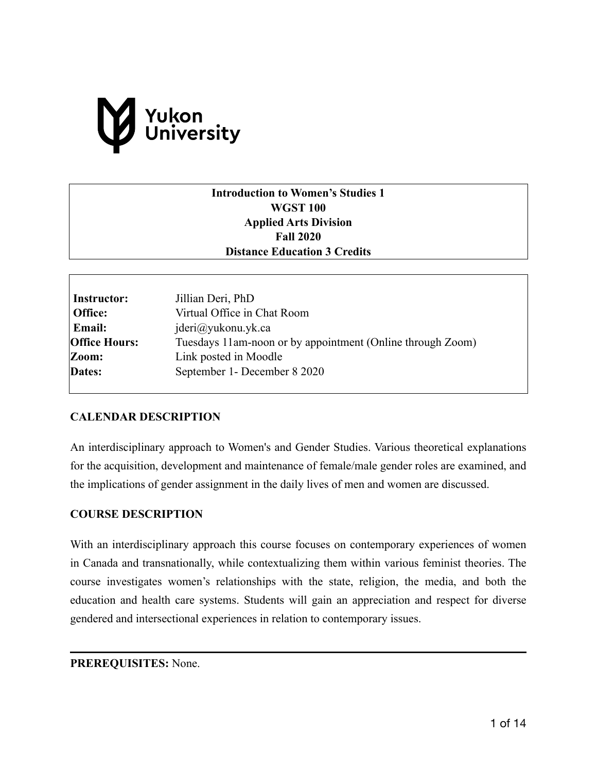Yukon University

**Introduction to Women's Studies 1**
**WGST 100**
**Applied Arts Division**
**Fall 2020**
**Distance Education 3 Credits**

| | |
|---|---|
| **Instructor:** | Jillian Deri, PhD |
| **Office:** | Virtual Office in Chat Room |
| **Email:** | jderi@yukonu.yk.ca |
| **Office Hours:** | Tuesdays 11am-noon or by appointment (Online through Zoom) |
| **Zoom:** | Link posted in Moodle |
| **Dates:** | September 1- December 8 2020 |

## CALENDAR DESCRIPTION

An interdisciplinary approach to Women's and Gender Studies. Various theoretical explanations for the acquisition, development and maintenance of female/male gender roles are examined, and the implications of gender assignment in the daily lives of men and women are discussed.

## COURSE DESCRIPTION

With an interdisciplinary approach this course focuses on contemporary experiences of women in Canada and transnationally, while contextualizing them within various feminist theories. The course investigates women's relationships with the state, religion, the media, and both the education and health care systems. Students will gain an appreciation and respect for diverse gendered and intersectional experiences in relation to contemporary issues.

---

**PREREQUISITES:** None.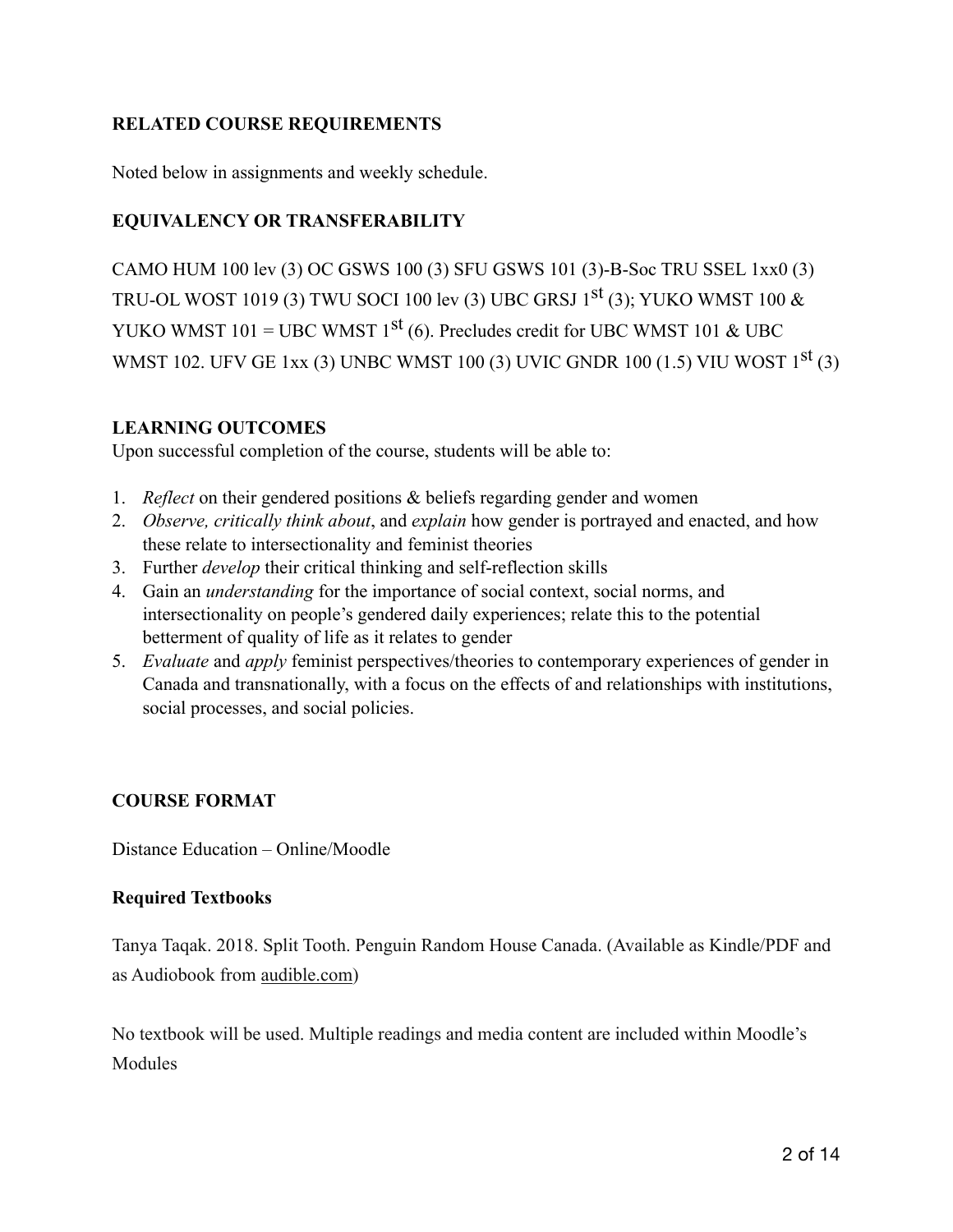**RELATED COURSE REQUIREMENTS**

Noted below in assignments and weekly schedule.

**EQUIVALENCY OR TRANSFERABILITY**

CAMO HUM 100 lev (3) OC GSWS 100 (3) SFU GSWS 101 (3)-B-Soc TRU SSEL 1xx0 (3) TRU-OL WOST 1019 (3) TWU SOCI 100 lev (3) UBC GRSJ 1st (3); YUKO WMST 100 & YUKO WMST 101 = UBC WMST 1st (6). Precludes credit for UBC WMST 101 & UBC WMST 102. UFV GE 1xx (3) UNBC WMST 100 (3) UVIC GNDR 100 (1.5) VIU WOST 1st (3)

**LEARNING OUTCOMES**

Upon successful completion of the course, students will be able to:

1. *Reflect* on their gendered positions & beliefs regarding gender and women
2. *Observe, critically think about*, and *explain* how gender is portrayed and enacted, and how these relate to intersectionality and feminist theories
3. Further *develop* their critical thinking and self-reflection skills
4. Gain an *understanding* for the importance of social context, social norms, and intersectionality on people's gendered daily experiences; relate this to the potential betterment of quality of life as it relates to gender
5. *Evaluate* and *apply* feminist perspectives/theories to contemporary experiences of gender in Canada and transnationally, with a focus on the effects of and relationships with institutions, social processes, and social policies.

**COURSE FORMAT**

Distance Education – Online/Moodle

**Required Textbooks**

Tanya Taqak. 2018. Split Tooth. Penguin Random House Canada. (Available as Kindle/PDF and as Audiobook from audible.com)

No textbook will be used. Multiple readings and media content are included within Moodle's Modules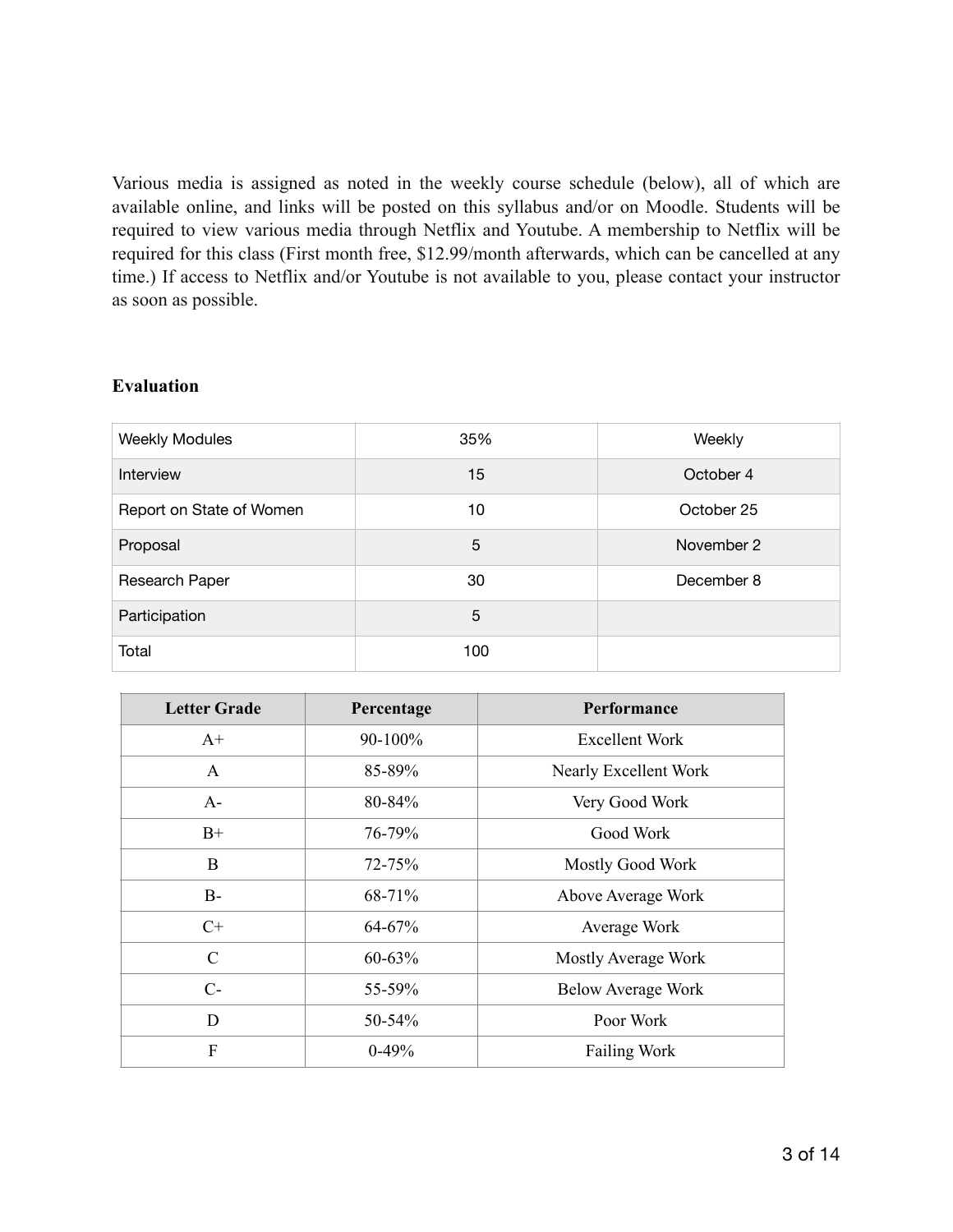Various media is assigned as noted in the weekly course schedule (below), all of which are available online, and links will be posted on this syllabus and/or on Moodle. Students will be required to view various media through Netflix and Youtube. A membership to Netflix will be required for this class (First month free, $12.99/month afterwards, which can be cancelled at any time.) If access to Netflix and/or Youtube is not available to you, please contact your instructor as soon as possible.

**Evaluation**

| | | |
|---|---|---|
| Weekly Modules | 35% | Weekly |
| Interview | 15 | October 4 |
| Report on State of Women | 10 | October 25 |
| Proposal | 5 | November 2 |
| Research Paper | 30 | December 8 |
| Participation | 5 | |
| Total | 100 | |

| Letter Grade | Percentage | Performance |
|---|---|---|
| A+ | 90-100% | Excellent Work |
| A | 85-89% | Nearly Excellent Work |
| A- | 80-84% | Very Good Work |
| B+ | 76-79% | Good Work |
| B | 72-75% | Mostly Good Work |
| B- | 68-71% | Above Average Work |
| C+ | 64-67% | Average Work |
| C | 60-63% | Mostly Average Work |
| C- | 55-59% | Below Average Work |
| D | 50-54% | Poor Work |
| F | 0-49% | Failing Work |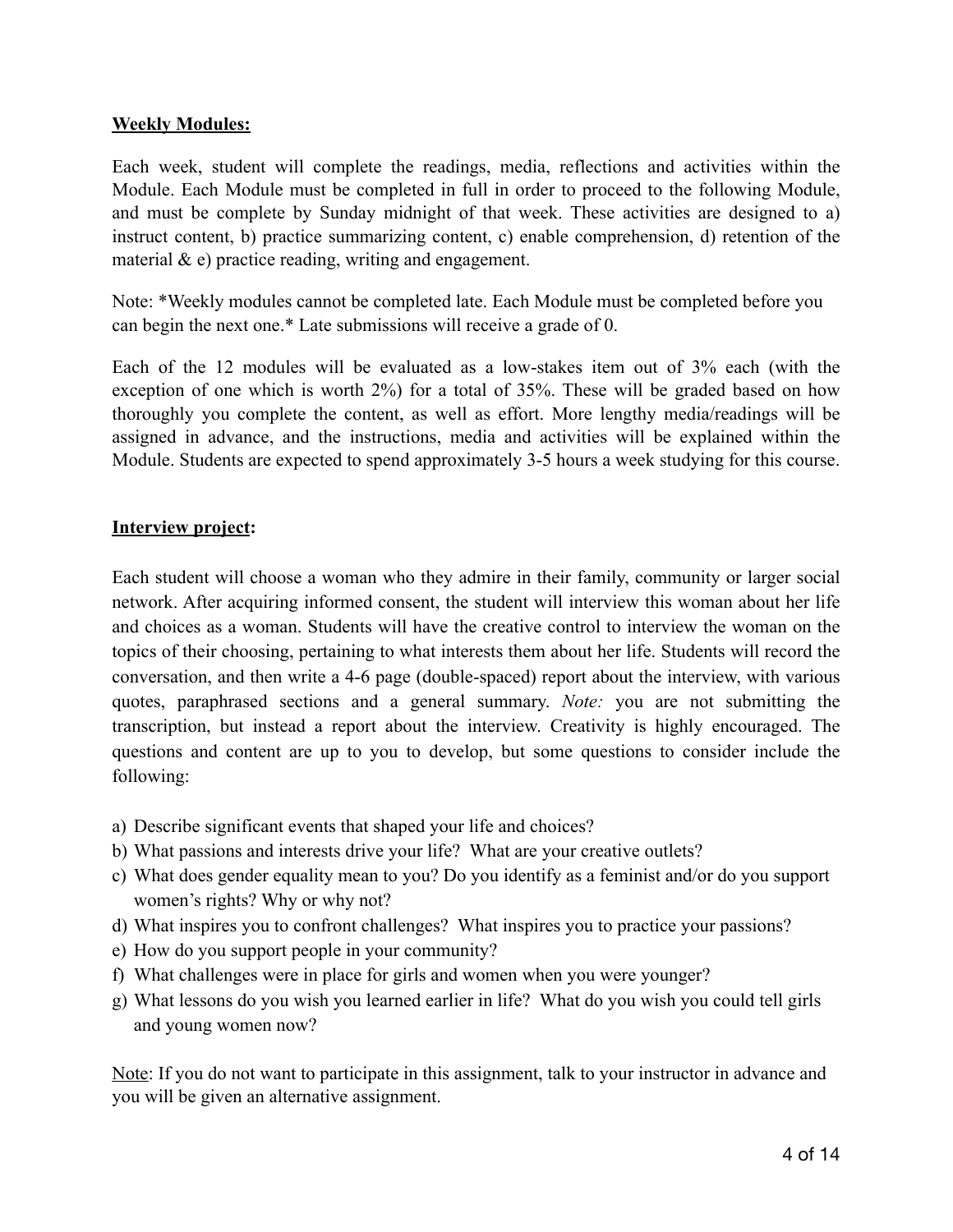**<u>Weekly Modules:</u>**

Each week, student will complete the readings, media, reflections and activities within the Module. Each Module must be completed in full in order to proceed to the following Module, and must be complete by Sunday midnight of that week. These activities are designed to a) instruct content, b) practice summarizing content, c) enable comprehension, d) retention of the material & e) practice reading, writing and engagement.

Note: *Weekly modules cannot be completed late. Each Module must be completed before you can begin the next one.* Late submissions will receive a grade of 0.

Each of the 12 modules will be evaluated as a low-stakes item out of 3% each (with the exception of one which is worth 2%) for a total of 35%. These will be graded based on how thoroughly you complete the content, as well as effort. More lengthy media/readings will be assigned in advance, and the instructions, media and activities will be explained within the Module. Students are expected to spend approximately 3-5 hours a week studying for this course.

**<u>Interview project</u>:**

Each student will choose a woman who they admire in their family, community or larger social network. After acquiring informed consent, the student will interview this woman about her life and choices as a woman. Students will have the creative control to interview the woman on the topics of their choosing, pertaining to what interests them about her life. Students will record the conversation, and then write a 4-6 page (double-spaced) report about the interview, with various quotes, paraphrased sections and a general summary. *Note:* you are not submitting the transcription, but instead a report about the interview. Creativity is highly encouraged. The questions and content are up to you to develop, but some questions to consider include the following:

a) Describe significant events that shaped your life and choices?
b) What passions and interests drive your life? What are your creative outlets?
c) What does gender equality mean to you? Do you identify as a feminist and/or do you support women's rights? Why or why not?
d) What inspires you to confront challenges? What inspires you to practice your passions?
e) How do you support people in your community?
f) What challenges were in place for girls and women when you were younger?
g) What lessons do you wish you learned earlier in life? What do you wish you could tell girls and young women now?

<u>Note</u>: If you do not want to participate in this assignment, talk to your instructor in advance and you will be given an alternative assignment.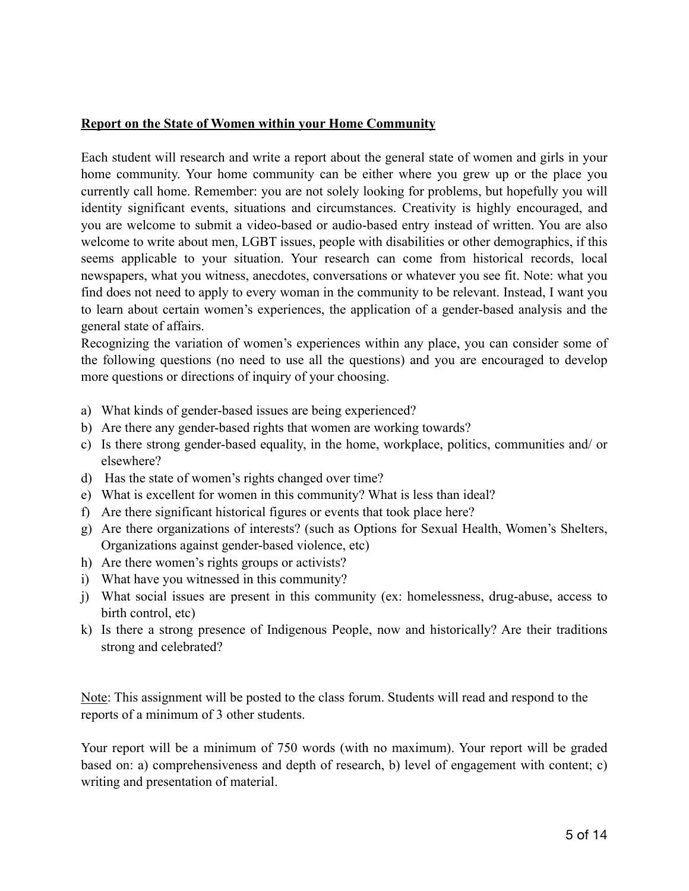**<u>Report on the State of Women within your Home Community</u>**

Each student will research and write a report about the general state of women and girls in your home community. Your home community can be either where you grew up or the place you currently call home. Remember: you are not solely looking for problems, but hopefully you will identity significant events, situations and circumstances. Creativity is highly encouraged, and you are welcome to submit a video-based or audio-based entry instead of written. You are also welcome to write about men, LGBT issues, people with disabilities or other demographics, if this seems applicable to your situation. Your research can come from historical records, local newspapers, what you witness, anecdotes, conversations or whatever you see fit. Note: what you find does not need to apply to every woman in the community to be relevant. Instead, I want you to learn about certain women's experiences, the application of a gender-based analysis and the general state of affairs.

Recognizing the variation of women's experiences within any place, you can consider some of the following questions (no need to use all the questions) and you are encouraged to develop more questions or directions of inquiry of your choosing.

a) What kinds of gender-based issues are being experienced?
b) Are there any gender-based rights that women are working towards?
c) Is there strong gender-based equality, in the home, workplace, politics, communities and/ or elsewhere?
d) Has the state of women's rights changed over time?
e) What is excellent for women in this community? What is less than ideal?
f) Are there significant historical figures or events that took place here?
g) Are there organizations of interests? (such as Options for Sexual Health, Women's Shelters, Organizations against gender-based violence, etc)
h) Are there women's rights groups or activists?
i) What have you witnessed in this community?
j) What social issues are present in this community (ex: homelessness, drug-abuse, access to birth control, etc)
k) Is there a strong presence of Indigenous People, now and historically? Are their traditions strong and celebrated?

<u>Note</u>: This assignment will be posted to the class forum. Students will read and respond to the reports of a minimum of 3 other students.

Your report will be a minimum of 750 words (with no maximum). Your report will be graded based on: a) comprehensiveness and depth of research, b) level of engagement with content; c) writing and presentation of material.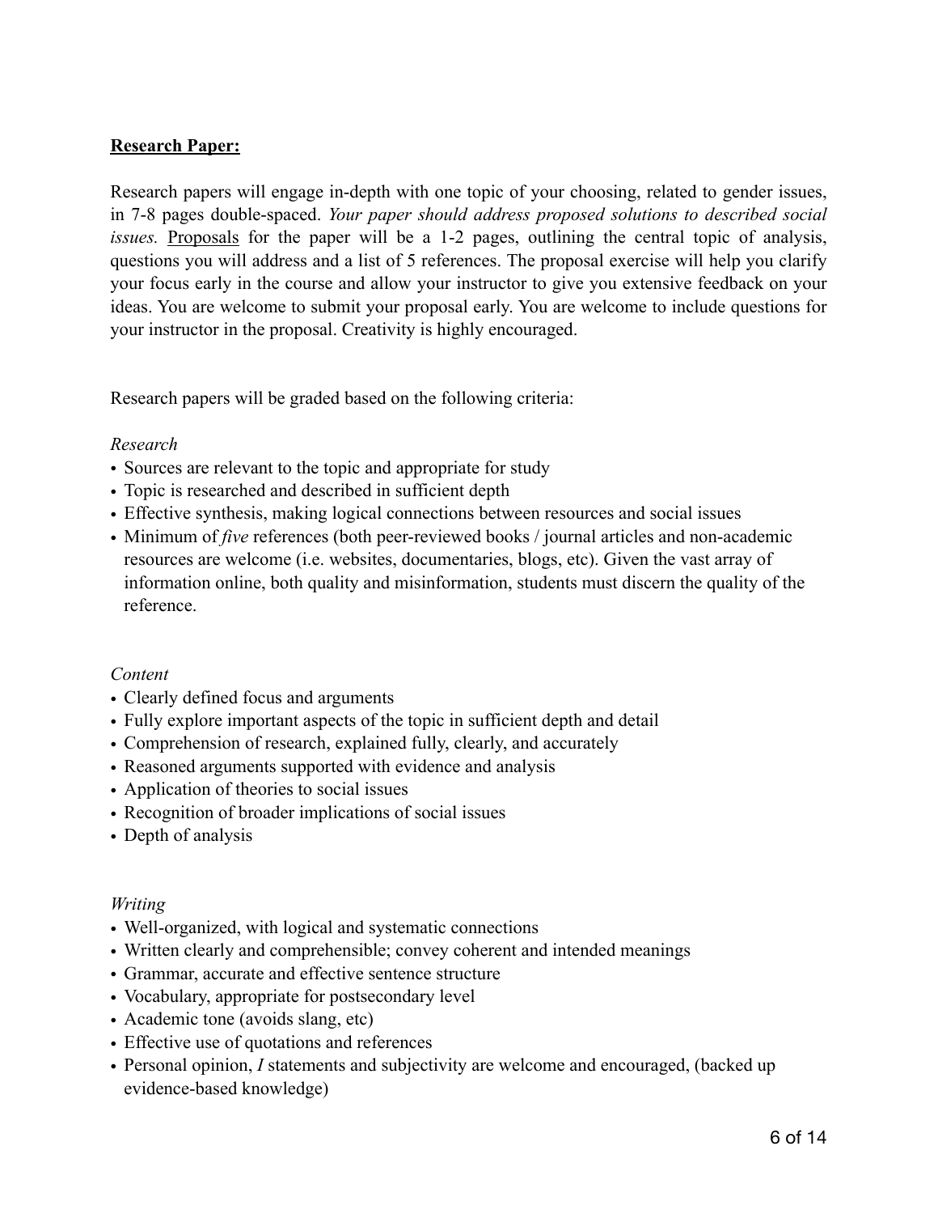**<u>Research Paper:</u>**

Research papers will engage in-depth with one topic of your choosing, related to gender issues, in 7-8 pages double-spaced. *Your paper should address proposed solutions to described social issues.* <u>Proposals</u> for the paper will be a 1-2 pages, outlining the central topic of analysis, questions you will address and a list of 5 references. The proposal exercise will help you clarify your focus early in the course and allow your instructor to give you extensive feedback on your ideas. You are welcome to submit your proposal early. You are welcome to include questions for your instructor in the proposal. Creativity is highly encouraged.

Research papers will be graded based on the following criteria:

*Research*

- Sources are relevant to the topic and appropriate for study
- Topic is researched and described in sufficient depth
- Effective synthesis, making logical connections between resources and social issues
- Minimum of *five* references (both peer-reviewed books / journal articles and non-academic resources are welcome (i.e. websites, documentaries, blogs, etc). Given the vast array of information online, both quality and misinformation, students must discern the quality of the reference.

*Content*

- Clearly defined focus and arguments
- Fully explore important aspects of the topic in sufficient depth and detail
- Comprehension of research, explained fully, clearly, and accurately
- Reasoned arguments supported with evidence and analysis
- Application of theories to social issues
- Recognition of broader implications of social issues
- Depth of analysis

*Writing*

- Well-organized, with logical and systematic connections
- Written clearly and comprehensible; convey coherent and intended meanings
- Grammar, accurate and effective sentence structure
- Vocabulary, appropriate for postsecondary level
- Academic tone (avoids slang, etc)
- Effective use of quotations and references
- Personal opinion, *I* statements and subjectivity are welcome and encouraged, (backed up evidence-based knowledge)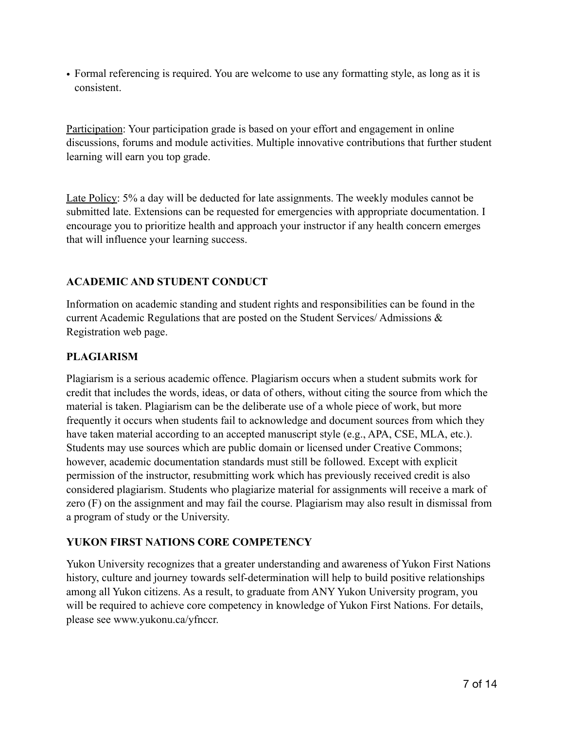- Formal referencing is required. You are welcome to use any formatting style, as long as it is consistent.

<u>Participation</u>: Your participation grade is based on your effort and engagement in online discussions, forums and module activities. Multiple innovative contributions that further student learning will earn you top grade.

<u>Late Policy</u>: 5% a day will be deducted for late assignments. The weekly modules cannot be submitted late. Extensions can be requested for emergencies with appropriate documentation. I encourage you to prioritize health and approach your instructor if any health concern emerges that will influence your learning success.

## ACADEMIC AND STUDENT CONDUCT

Information on academic standing and student rights and responsibilities can be found in the current Academic Regulations that are posted on the Student Services/ Admissions & Registration web page.

## PLAGIARISM

Plagiarism is a serious academic offence. Plagiarism occurs when a student submits work for credit that includes the words, ideas, or data of others, without citing the source from which the material is taken. Plagiarism can be the deliberate use of a whole piece of work, but more frequently it occurs when students fail to acknowledge and document sources from which they have taken material according to an accepted manuscript style (e.g., APA, CSE, MLA, etc.). Students may use sources which are public domain or licensed under Creative Commons; however, academic documentation standards must still be followed. Except with explicit permission of the instructor, resubmitting work which has previously received credit is also considered plagiarism. Students who plagiarize material for assignments will receive a mark of zero (F) on the assignment and may fail the course. Plagiarism may also result in dismissal from a program of study or the University.

## YUKON FIRST NATIONS CORE COMPETENCY

Yukon University recognizes that a greater understanding and awareness of Yukon First Nations history, culture and journey towards self-determination will help to build positive relationships among all Yukon citizens. As a result, to graduate from ANY Yukon University program, you will be required to achieve core competency in knowledge of Yukon First Nations. For details, please see www.yukonu.ca/yfnccr.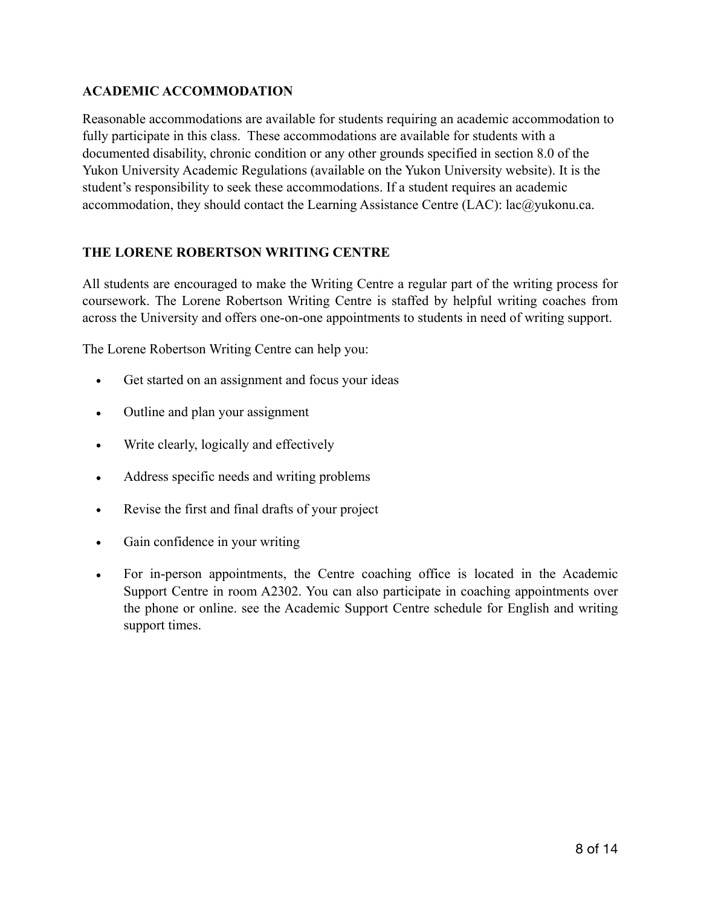## ACADEMIC ACCOMMODATION

Reasonable accommodations are available for students requiring an academic accommodation to fully participate in this class. These accommodations are available for students with a documented disability, chronic condition or any other grounds specified in section 8.0 of the Yukon University Academic Regulations (available on the Yukon University website). It is the student's responsibility to seek these accommodations. If a student requires an academic accommodation, they should contact the Learning Assistance Centre (LAC): lac@yukonu.ca.

## THE LORENE ROBERTSON WRITING CENTRE

All students are encouraged to make the Writing Centre a regular part of the writing process for coursework. The Lorene Robertson Writing Centre is staffed by helpful writing coaches from across the University and offers one-on-one appointments to students in need of writing support.

The Lorene Robertson Writing Centre can help you:

- Get started on an assignment and focus your ideas
- Outline and plan your assignment
- Write clearly, logically and effectively
- Address specific needs and writing problems
- Revise the first and final drafts of your project
- Gain confidence in your writing
- For in-person appointments, the Centre coaching office is located in the Academic Support Centre in room A2302. You can also participate in coaching appointments over the phone or online. see the Academic Support Centre schedule for English and writing support times.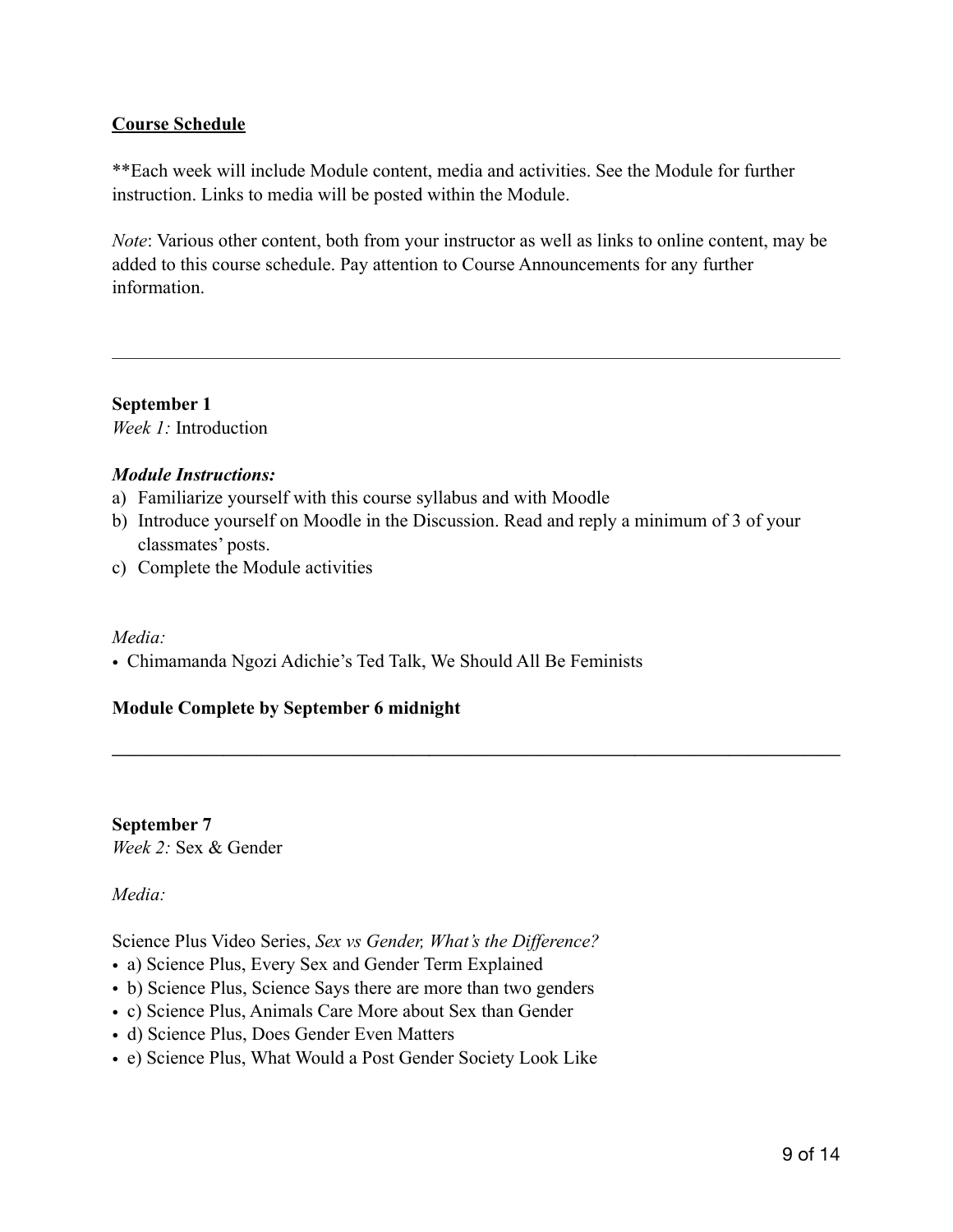**<u>Course Schedule</u>**

**Each week will include Module content, media and activities. See the Module for further instruction. Links to media will be posted within the Module.

*Note*: Various other content, both from your instructor as well as links to online content, may be added to this course schedule. Pay attention to Course Announcements for any further information.

---

**September 1**
*Week 1:* Introduction

***Module Instructions:***

a) Familiarize yourself with this course syllabus and with Moodle
b) Introduce yourself on Moodle in the Discussion. Read and reply a minimum of 3 of your classmates' posts.
c) Complete the Module activities

*Media:*

- Chimamanda Ngozi Adichie's Ted Talk, We Should All Be Feminists

**Module Complete by September 6 midnight**

---

**September 7**
*Week 2:* Sex & Gender

*Media:*

Science Plus Video Series, *Sex vs Gender, What's the Difference?*

- a) Science Plus, Every Sex and Gender Term Explained
- b) Science Plus, Science Says there are more than two genders
- c) Science Plus, Animals Care More about Sex than Gender
- d) Science Plus, Does Gender Even Matters
- e) Science Plus, What Would a Post Gender Society Look Like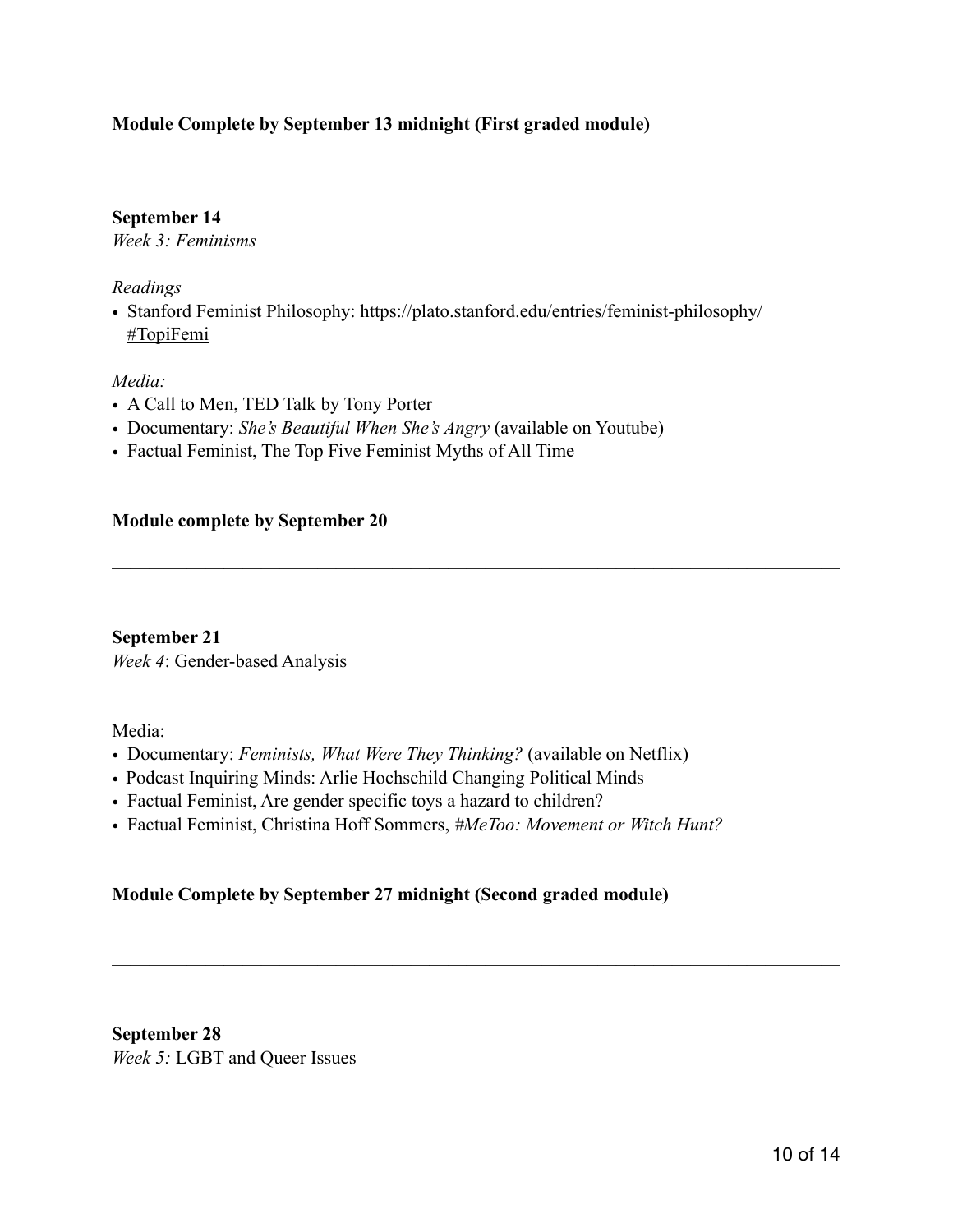**Module Complete by September 13 midnight (First graded module)**

---

**September 14**
*Week 3: Feminisms*

*Readings*

- Stanford Feminist Philosophy: https://plato.stanford.edu/entries/feminist-philosophy/#TopiFemi

*Media:*

- A Call to Men, TED Talk by Tony Porter
- Documentary: *She's Beautiful When She's Angry* (available on Youtube)
- Factual Feminist, The Top Five Feminist Myths of All Time

**Module complete by September 20**

---

**September 21**
*Week 4*: Gender-based Analysis

Media:

- Documentary: *Feminists, What Were They Thinking?* (available on Netflix)
- Podcast Inquiring Minds: Arlie Hochschild Changing Political Minds
- Factual Feminist, Are gender specific toys a hazard to children?
- Factual Feminist, Christina Hoff Sommers, *#MeToo: Movement or Witch Hunt?*

**Module Complete by September 27 midnight (Second graded module)**

---

**September 28**
*Week 5:* LGBT and Queer Issues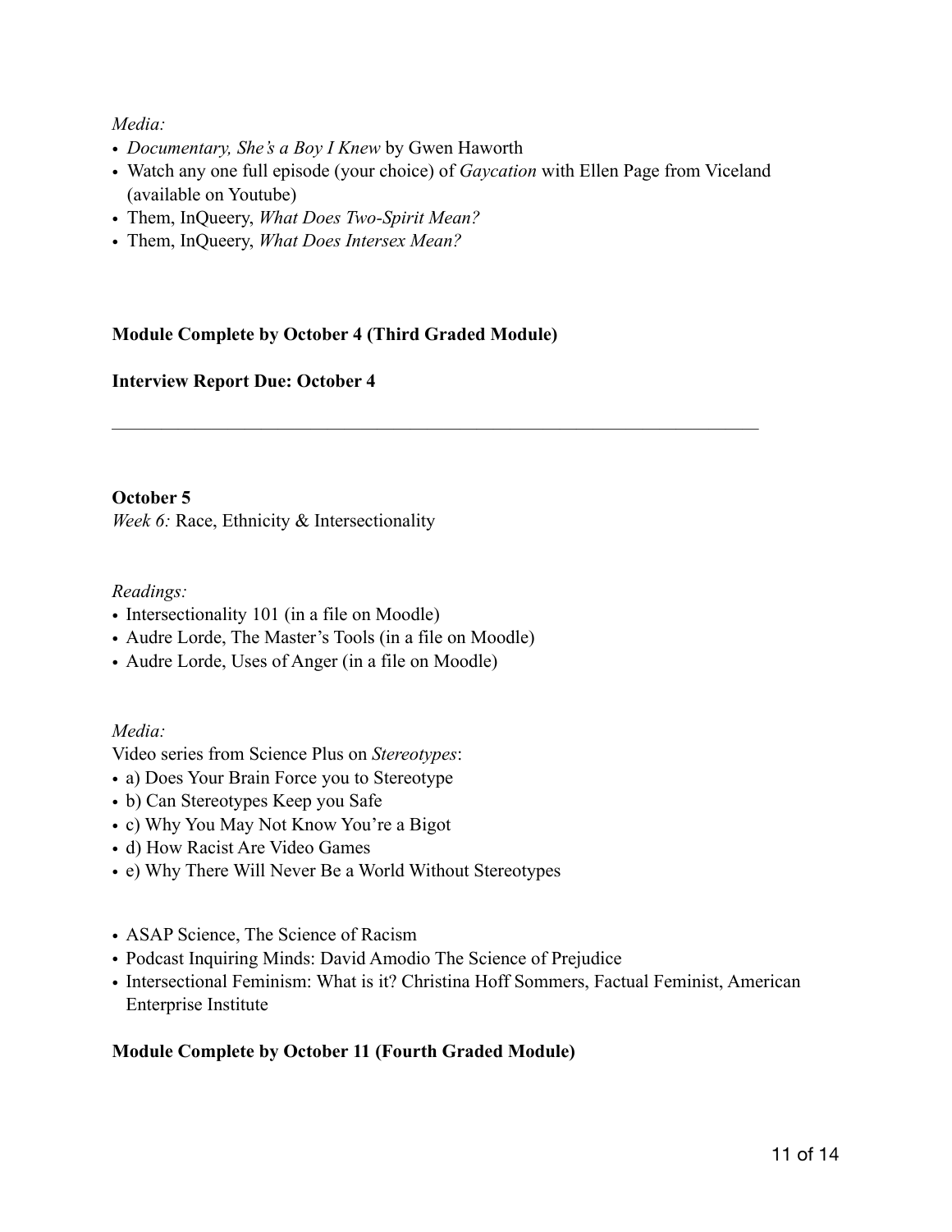*Media:*

- *Documentary, She's a Boy I Knew* by Gwen Haworth
- Watch any one full episode (your choice) of *Gaycation* with Ellen Page from Viceland (available on Youtube)
- Them, InQueery, *What Does Two-Spirit Mean?*
- Them, InQueery, *What Does Intersex Mean?*

**Module Complete by October 4 (Third Graded Module)**

**Interview Report Due: October 4**

---

**October 5**
*Week 6:* Race, Ethnicity & Intersectionality

*Readings:*

- Intersectionality 101 (in a file on Moodle)
- Audre Lorde, The Master's Tools (in a file on Moodle)
- Audre Lorde, Uses of Anger (in a file on Moodle)

*Media:*

Video series from Science Plus on *Stereotypes*:

- a) Does Your Brain Force you to Stereotype
- b) Can Stereotypes Keep you Safe
- c) Why You May Not Know You're a Bigot
- d) How Racist Are Video Games
- e) Why There Will Never Be a World Without Stereotypes

- ASAP Science, The Science of Racism
- Podcast Inquiring Minds: David Amodio The Science of Prejudice
- Intersectional Feminism: What is it? Christina Hoff Sommers, Factual Feminist, American Enterprise Institute

**Module Complete by October 11 (Fourth Graded Module)**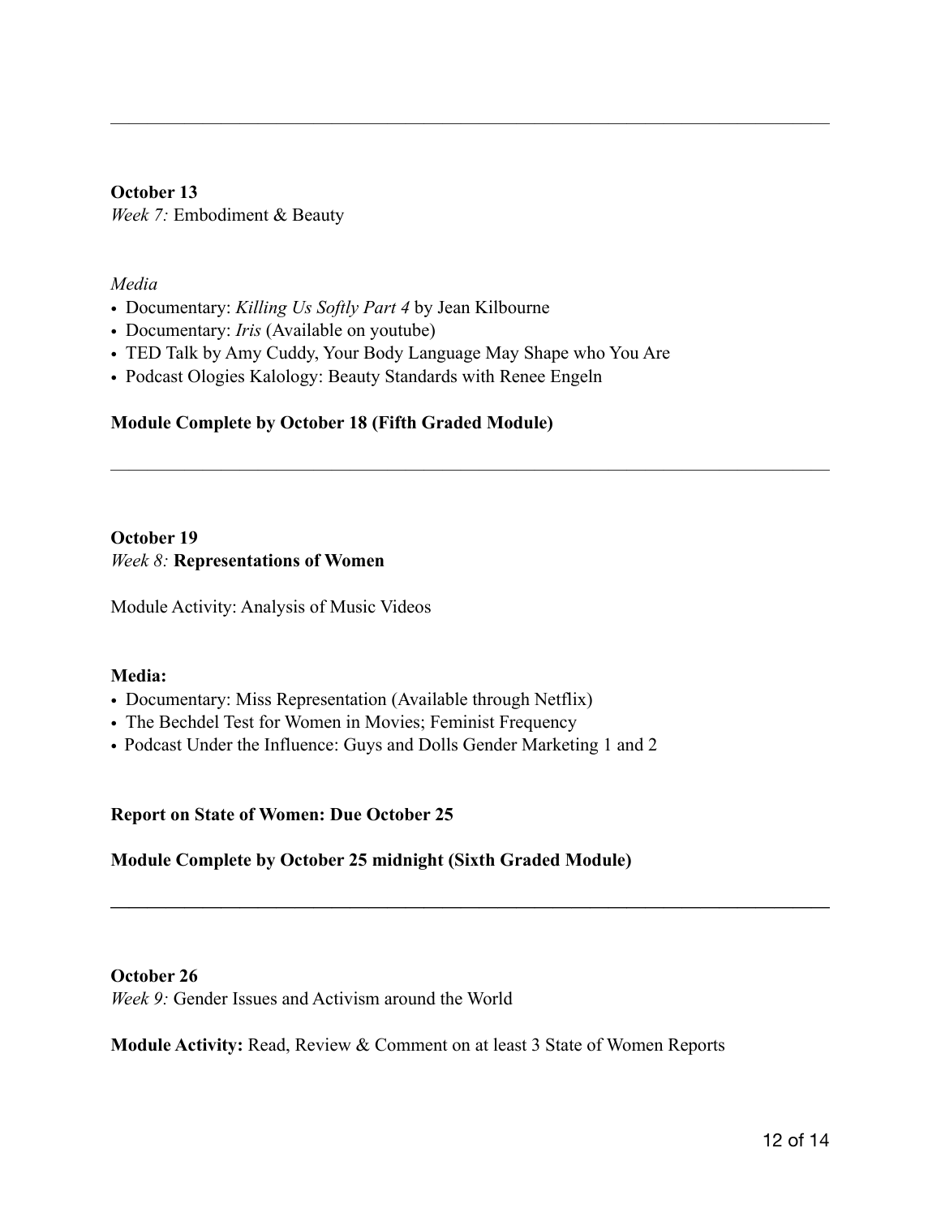---

**October 13**
*Week 7:* Embodiment & Beauty

*Media*

- Documentary: *Killing Us Softly Part 4* by Jean Kilbourne
- Documentary: *Iris* (Available on youtube)
- TED Talk by Amy Cuddy, Your Body Language May Shape who You Are
- Podcast Ologies Kalology: Beauty Standards with Renee Engeln

**Module Complete by October 18 (Fifth Graded Module)**

---

**October 19**
*Week 8:* **Representations of Women**

Module Activity: Analysis of Music Videos

**Media:**

- Documentary: Miss Representation (Available through Netflix)
- The Bechdel Test for Women in Movies; Feminist Frequency
- Podcast Under the Influence: Guys and Dolls Gender Marketing 1 and 2

**Report on State of Women: Due October 25**

**Module Complete by October 25 midnight (Sixth Graded Module)**

---

**October 26**
*Week 9:* Gender Issues and Activism around the World

**Module Activity:** Read, Review & Comment on at least 3 State of Women Reports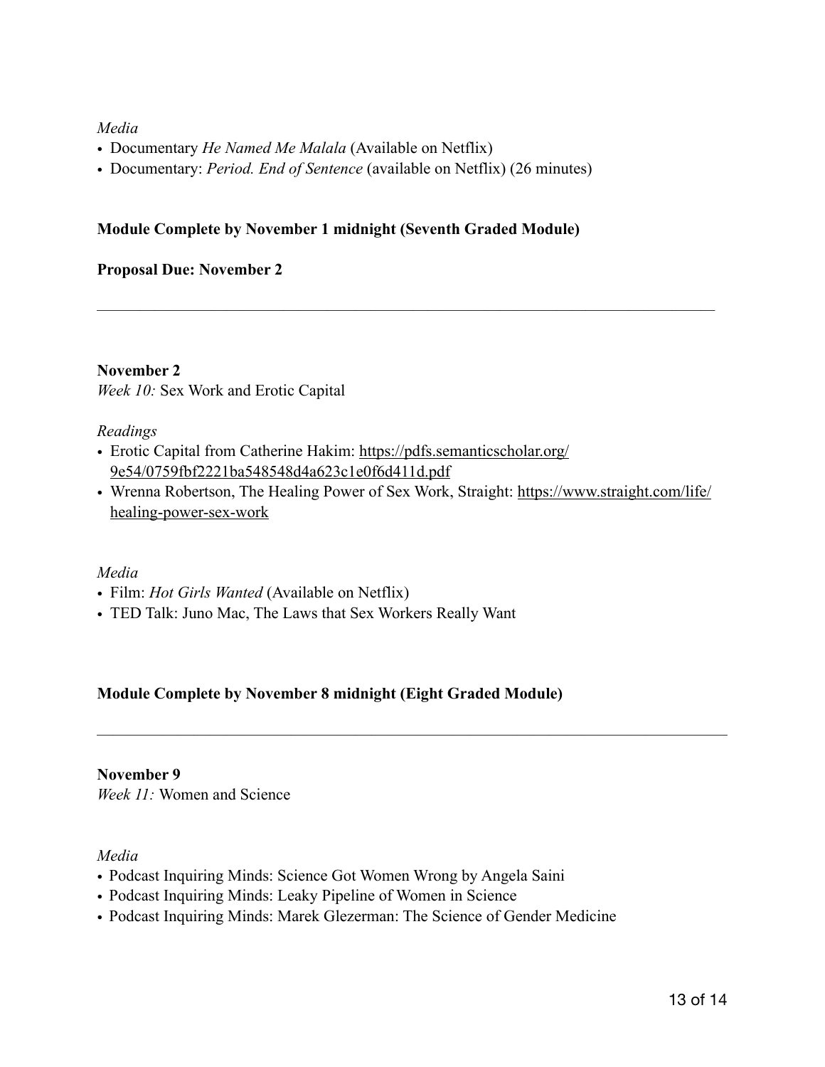*Media*

- Documentary *He Named Me Malala* (Available on Netflix)
- Documentary: *Period. End of Sentence* (available on Netflix) (26 minutes)

**Module Complete by November 1 midnight (Seventh Graded Module)**

**Proposal Due: November 2**

---

**November 2**
*Week 10:* Sex Work and Erotic Capital

*Readings*

- Erotic Capital from Catherine Hakim: https://pdfs.semanticscholar.org/9e54/0759fbf2221ba548548d4a623c1e0f6d411d.pdf
- Wrenna Robertson, The Healing Power of Sex Work, Straight: https://www.straight.com/life/healing-power-sex-work

*Media*

- Film: *Hot Girls Wanted* (Available on Netflix)
- TED Talk: Juno Mac, The Laws that Sex Workers Really Want

**Module Complete by November 8 midnight (Eight Graded Module)**

---

**November 9**
*Week 11:* Women and Science

*Media*

- Podcast Inquiring Minds: Science Got Women Wrong by Angela Saini
- Podcast Inquiring Minds: Leaky Pipeline of Women in Science
- Podcast Inquiring Minds: Marek Glezerman: The Science of Gender Medicine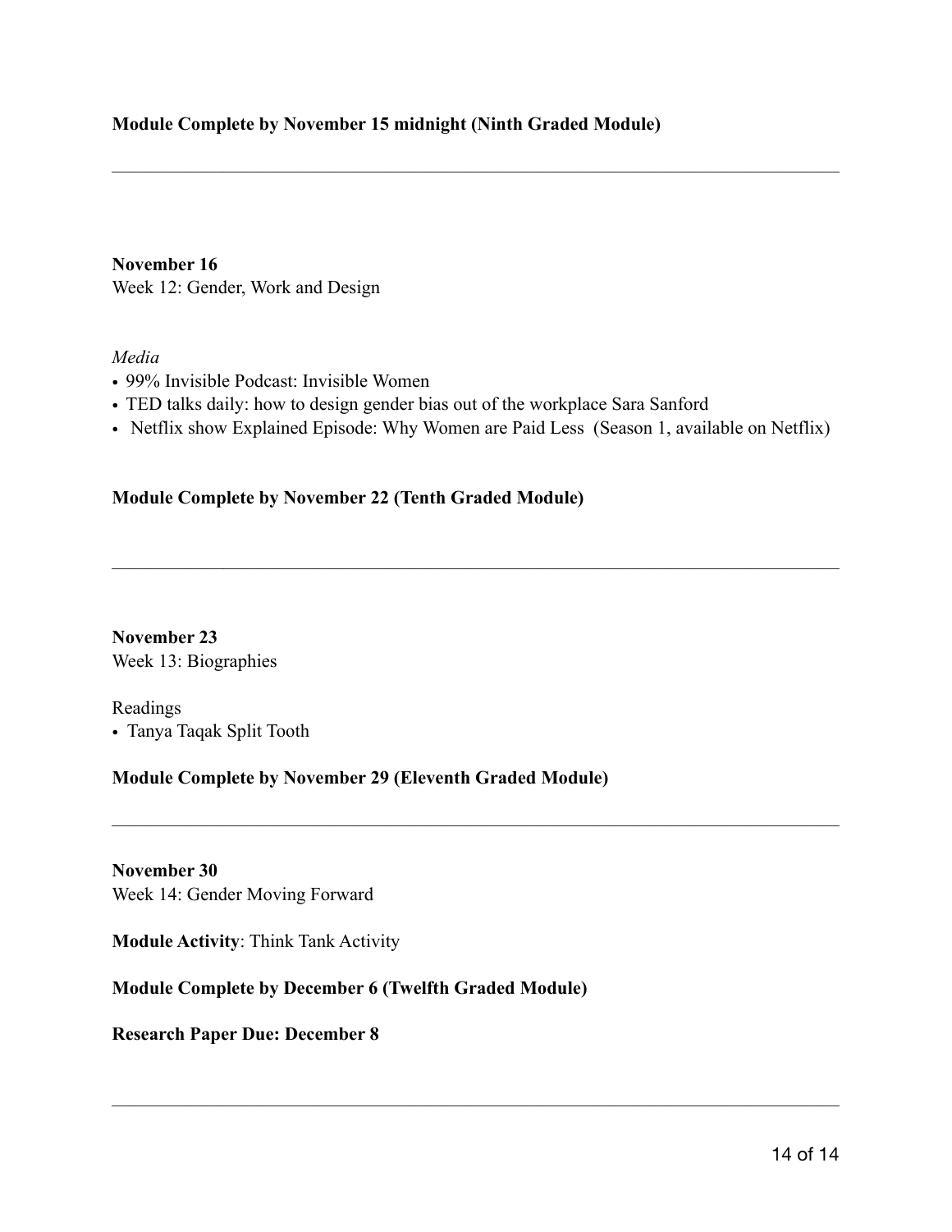**Module Complete by November 15 midnight (Ninth Graded Module)**

---

**November 16**
Week 12: Gender, Work and Design

*Media*

- 99% Invisible Podcast: Invisible Women
- TED talks daily: how to design gender bias out of the workplace Sara Sanford
- Netflix show Explained Episode: Why Women are Paid Less (Season 1, available on Netflix)

**Module Complete by November 22 (Tenth Graded Module)**

---

**November 23**
Week 13: Biographies

Readings

- Tanya Taqak Split Tooth

**Module Complete by November 29 (Eleventh Graded Module)**

---

**November 30**
Week 14: Gender Moving Forward

**Module Activity**: Think Tank Activity

**Module Complete by December 6 (Twelfth Graded Module)**

**Research Paper Due: December 8**

---